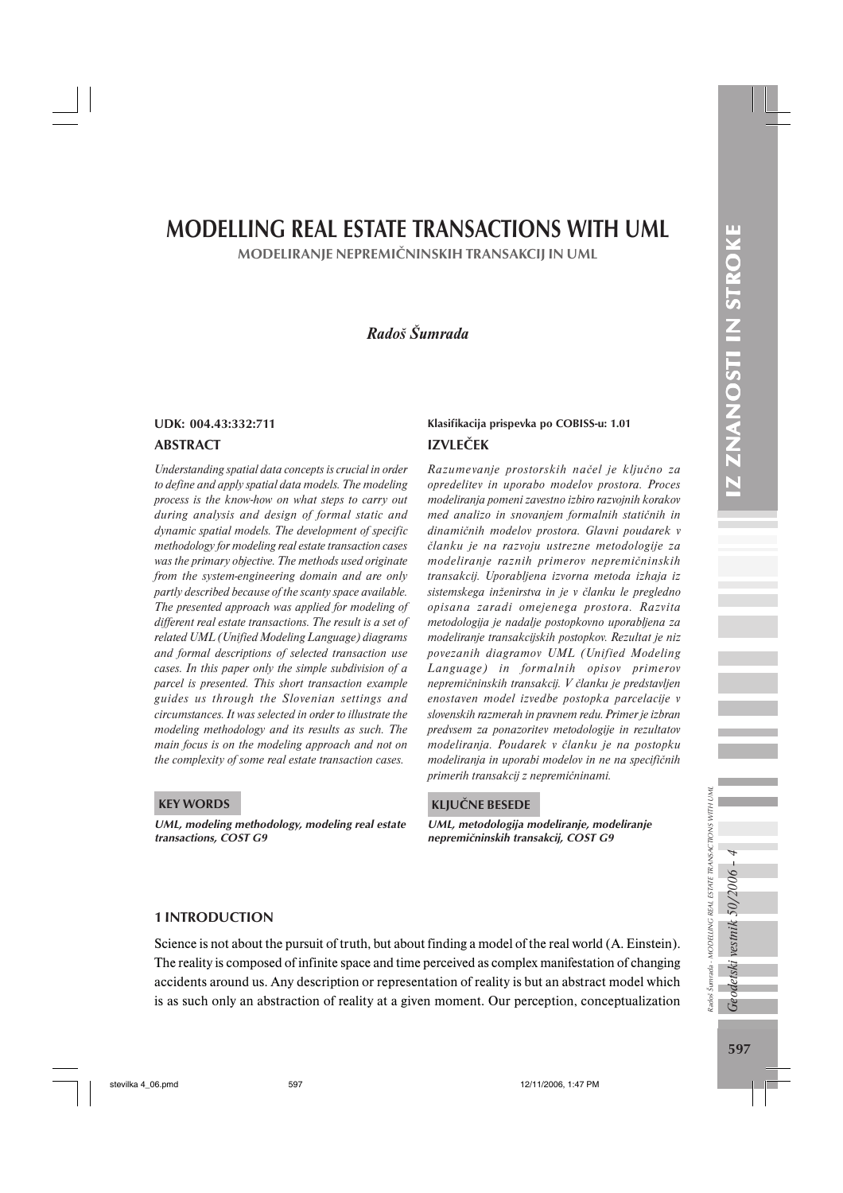# MODELLING REAL ESTATE TRANSACTIONS WITH UML

## MODELIRANJE NEPREMIČNINSKIH TRANSAKCIJ IN UML

*Radoš Šumrada*

**UDK: 004.43:332:711**

### ABSTRACT

*Understanding spatial data concepts is crucial in order to define and apply spatial data models. The modeling process is the know-how on what steps to carry out during analysis and design of formal static and dynamic spatial models. The development of specific methodology for modeling real estate transaction cases was the primary objective. The methods used originate from the system-engineering domain and are only partly described because of the scanty space available. The presented approach was applied for modeling of different real estate transactions. The result is a set of related UML (Unified Modeling Language) diagrams and formal descriptions of selected transaction use cases. In this paper only the simple subdivision of a parcel is presented. This short transaction example guides us through the Slovenian settings and circumstances. It was selected in order to illustrate the modeling methodology and its results as such. The main focus is on the modeling approach and not on the complexity of some real estate transaction cases.*

### KEY WORDS

**UML, modeling methodology, modeling real estate transactions, COST G9**

**Klasifikacija prispevka po COBISS-u: 1.01**

### IZVLEČEK

*Razumevanje prostorskih načel je ključno za opredelitev in uporabo modelov prostora. Proces modeliranja pomeni zavestno izbiro razvojnih korakov med analizo in snovanjem formalnih statičnih in dinamičnih modelov prostora. Glavni poudarek v članku je na razvoju ustrezne metodologije za modeliranje raznih primerov nepremičninskih transakcij. Uporabljena izvorna metoda izhaja iz sistemskega inženirstva in je v članku le pregledno opisana zaradi omejenega prostora. Razvita metodologija je nadalje postopkovno uporabljena za modeliranje transakcijskih postopkov. Rezultat je niz povezanih diagramov UML (Unified Modeling Language) in formalnih opisov primerov nepremičninskih transakcij. V članku je predstavljen enostaven model izvedbe postopka parcelacije v slovenskih razmerah in pravnem redu. Primer je izbran predvsem za ponazoritev metodologije in rezultatov modeliranja. Poudarek v članku je na postopku modeliranja in uporabi modelov in ne na specifičnih primerih transakcij z nepremičninami.*

### KLJUČNE BESEDE

**UML, metodologija modeliranje, modeliranje nepremičninskih transakcij, COST G9**

## 1 INTRODUCTION

Science is not about the pursuit of truth, but about finding a model of the real world (A. Einstein). The reality is composed of infinite space and time perceived as complex manifestation of changing accidents around us. Any description or representation of reality is but an abstract model which is as such only an abstraction of reality at a given moment. Our perception, conceptualization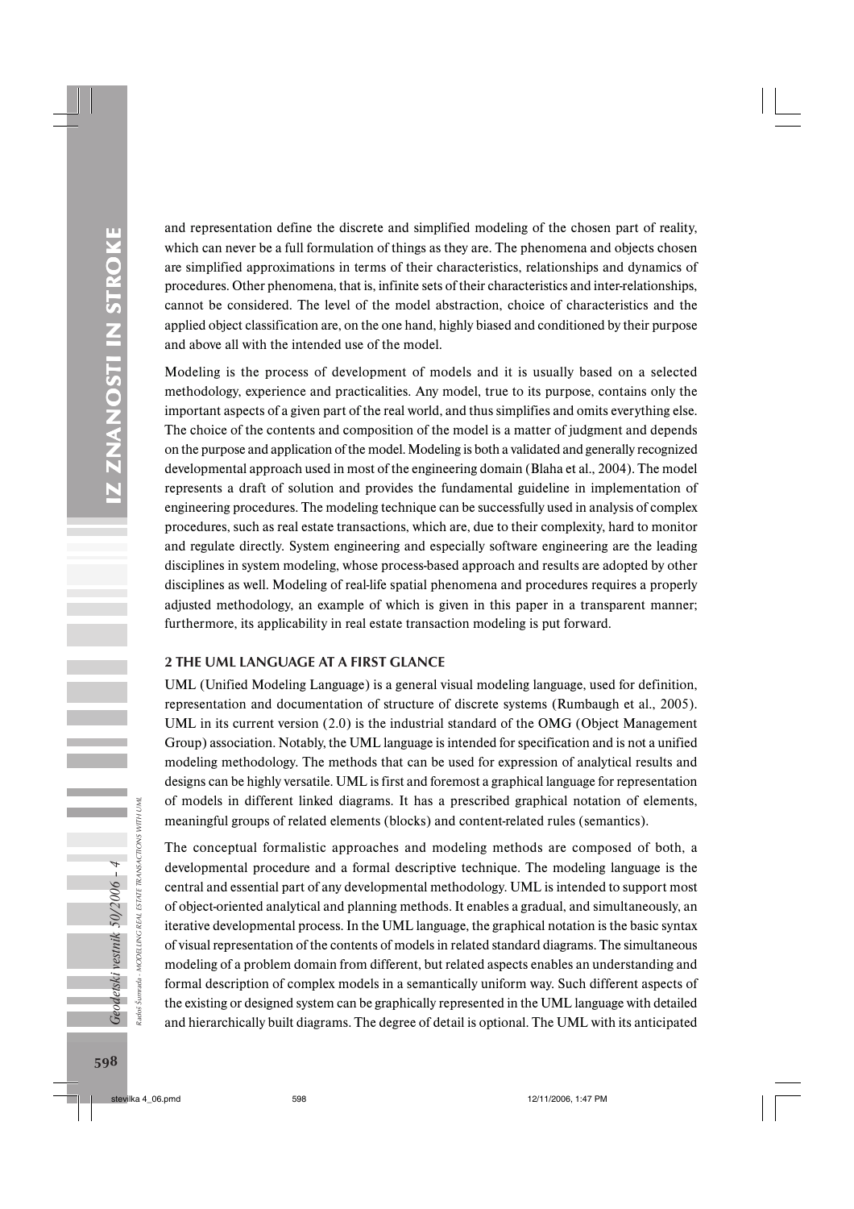and representation define the discrete and simplified modeling of the chosen part of reality, which can never be a full formulation of things as they are. The phenomena and objects chosen are simplified approximations in terms of their characteristics, relationships and dynamics of procedures. Other phenomena, that is, infinite sets of their characteristics and inter-relationships, cannot be considered. The level of the model abstraction, choice of characteristics and the applied object classification are, on the one hand, highly biased and conditioned by their purpose and above all with the intended use of the model.

Modeling is the process of development of models and it is usually based on a selected methodology, experience and practicalities. Any model, true to its purpose, contains only the important aspects of a given part of the real world, and thus simplifies and omits everything else. The choice of the contents and composition of the model is a matter of judgment and depends on the purpose and application of the model. Modeling is both a validated and generally recognized developmental approach used in most of the engineering domain (Blaha et al., 2004). The model represents a draft of solution and provides the fundamental guideline in implementation of engineering procedures. The modeling technique can be successfully used in analysis of complex procedures, such as real estate transactions, which are, due to their complexity, hard to monitor and regulate directly. System engineering and especially software engineering are the leading disciplines in system modeling, whose process-based approach and results are adopted by other disciplines as well. Modeling of real-life spatial phenomena and procedures requires a properly adjusted methodology, an example of which is given in this paper in a transparent manner; furthermore, its applicability in real estate transaction modeling is put forward.

## 2 THE UML LANGUAGE AT A FIRST GLANCE

UML (Unified Modeling Language) is a general visual modeling language, used for definition, representation and documentation of structure of discrete systems (Rumbaugh et al., 2005). UML in its current version (2.0) is the industrial standard of the OMG (Object Management Group) association. Notably, the UML language is intended for specification and is not a unified modeling methodology. The methods that can be used for expression of analytical results and designs can be highly versatile. UML is first and foremost a graphical language for representation of models in different linked diagrams. It has a prescribed graphical notation of elements, meaningful groups of related elements (blocks) and content-related rules (semantics).

The conceptual formalistic approaches and modeling methods are composed of both, a developmental procedure and a formal descriptive technique. The modeling language is the central and essential part of any developmental methodology. UML is intended to support most of object-oriented analytical and planning methods. It enables a gradual, and simultaneously, an iterative developmental process. In the UML language, the graphical notation is the basic syntax of visual representation of the contents of models in related standard diagrams. The simultaneous modeling of a problem domain from different, but related aspects enables an understanding and formal description of complex models in a semantically uniform way. Such different aspects of the existing or designed system can be graphically represented in the UML language with detailed and hierarchically built diagrams. The degree of detail is optional. The UML with its anticipated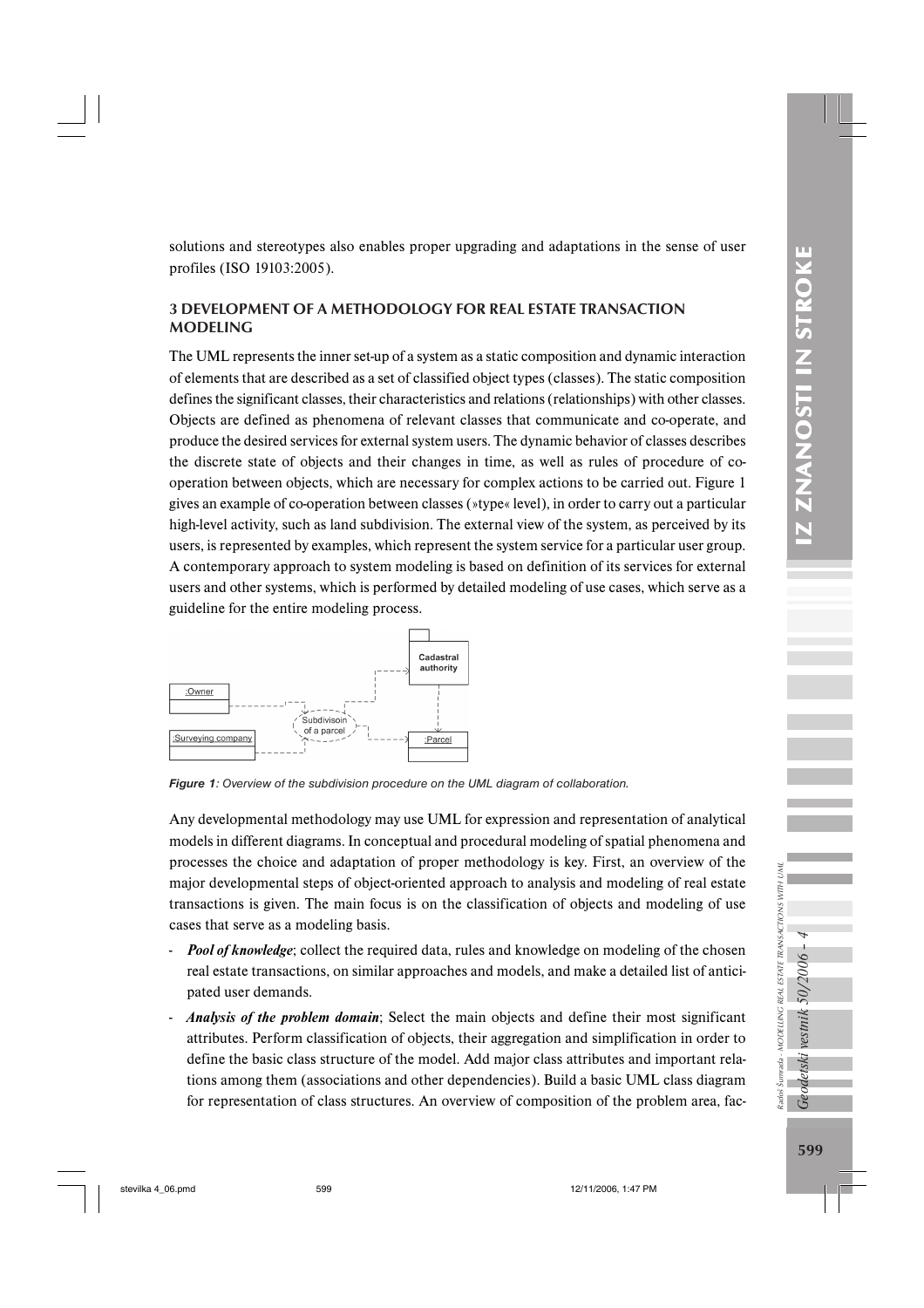solutions and stereotypes also enables proper upgrading and adaptations in the sense of user profiles (ISO 19103:2005).

## 3 DEVELOPMENT OF A METHODOLOGY FOR REAL ESTATE TRANSACTION MODELING

The UML represents the inner set-up of a system as a static composition and dynamic interaction of elements that are described as a set of classified object types (classes). The static composition defines the significant classes, their characteristics and relations (relationships) with other classes. Objects are defined as phenomena of relevant classes that communicate and co-operate, and produce the desired services for external system users. The dynamic behavior of classes describes the discrete state of objects and their changes in time, as well as rules of procedure of co-operation between objects, which are necessary for complex actions to be carried out. Figure 1 gives an example of co-operation between classes (»type« level), in order to carry out a particular high-level activity, such as land subdivision. The external view of the system, as perceived by its users, is represented by examples, which represent the system service for a particular user group. A contemporary approach to system modeling is based on definition of its services for external users and other systems, which is performed by detailed modeling of use cases, which serve as a guideline for the entire modeling process.

*Figure 1: Overview of the subdivision procedure on the UML diagram of collaboration.*

Any developmental methodology may use UML for expression and representation of analytical models in different diagrams. In conceptual and procedural modeling of spatial phenomena and processes the choice and adaptation of proper methodology is key. First, an overview of the major developmental steps of object-oriented approach to analysis and modeling of real estate transactions is given. The main focus is on the classification of objects and modeling of use cases that serve as a modeling basis.

- ***Pool of knowledge***; collect the required data, rules and knowledge on modeling of the chosen real estate transactions, on similar approaches and models, and make a detailed list of anticipated user demands.
- ***Analysis of the problem domain***; Select the main objects and define their most significant attributes. Perform classification of objects, their aggregation and simplification in order to define the basic class structure of the model. Add major class attributes and important relations among them (associations and other dependencies). Build a basic UML class diagram for representation of class structures. An overview of composition of the problem area, fac-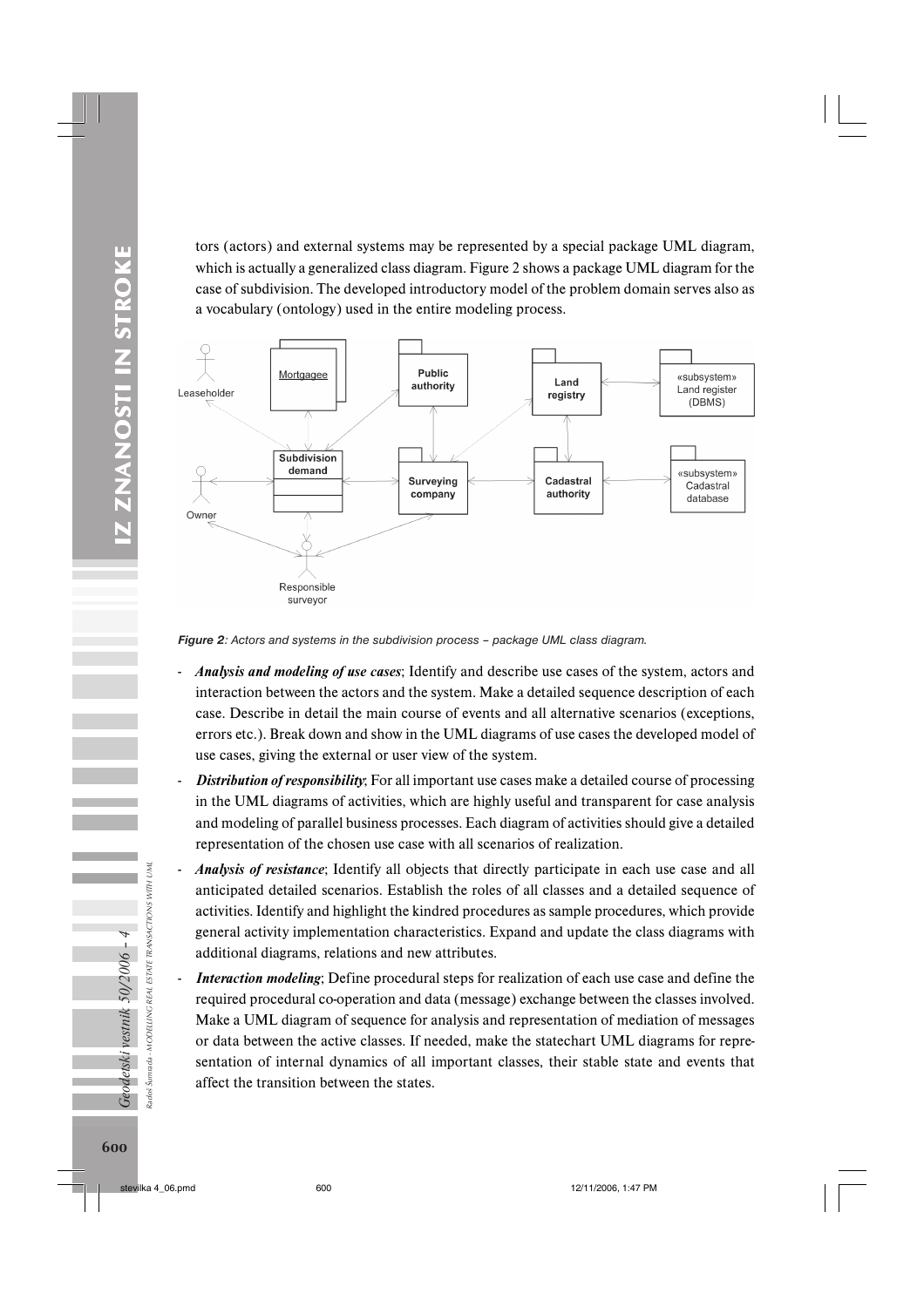tors (actors) and external systems may be represented by a special package UML diagram, which is actually a generalized class diagram. Figure 2 shows a package UML diagram for the case of subdivision. The developed introductory model of the problem domain serves also as a vocabulary (ontology) used in the entire modeling process.

*Figure 2: Actors and systems in the subdivision process – package UML class diagram.*

- ***Analysis and modeling of use cases***; Identify and describe use cases of the system, actors and interaction between the actors and the system. Make a detailed sequence description of each case. Describe in detail the main course of events and all alternative scenarios (exceptions, errors etc.). Break down and show in the UML diagrams of use cases the developed model of use cases, giving the external or user view of the system.
- ***Distribution of responsibility***; For all important use cases make a detailed course of processing in the UML diagrams of activities, which are highly useful and transparent for case analysis and modeling of parallel business processes. Each diagram of activities should give a detailed representation of the chosen use case with all scenarios of realization.
- ***Analysis of resistance***; Identify all objects that directly participate in each use case and all anticipated detailed scenarios. Establish the roles of all classes and a detailed sequence of activities. Identify and highlight the kindred procedures as sample procedures, which provide general activity implementation characteristics. Expand and update the class diagrams with additional diagrams, relations and new attributes.
- ***Interaction modeling***; Define procedural steps for realization of each use case and define the required procedural co-operation and data (message) exchange between the classes involved. Make a UML diagram of sequence for analysis and representation of mediation of messages or data between the active classes. If needed, make the statechart UML diagrams for representation of internal dynamics of all important classes, their stable state and events that affect the transition between the states.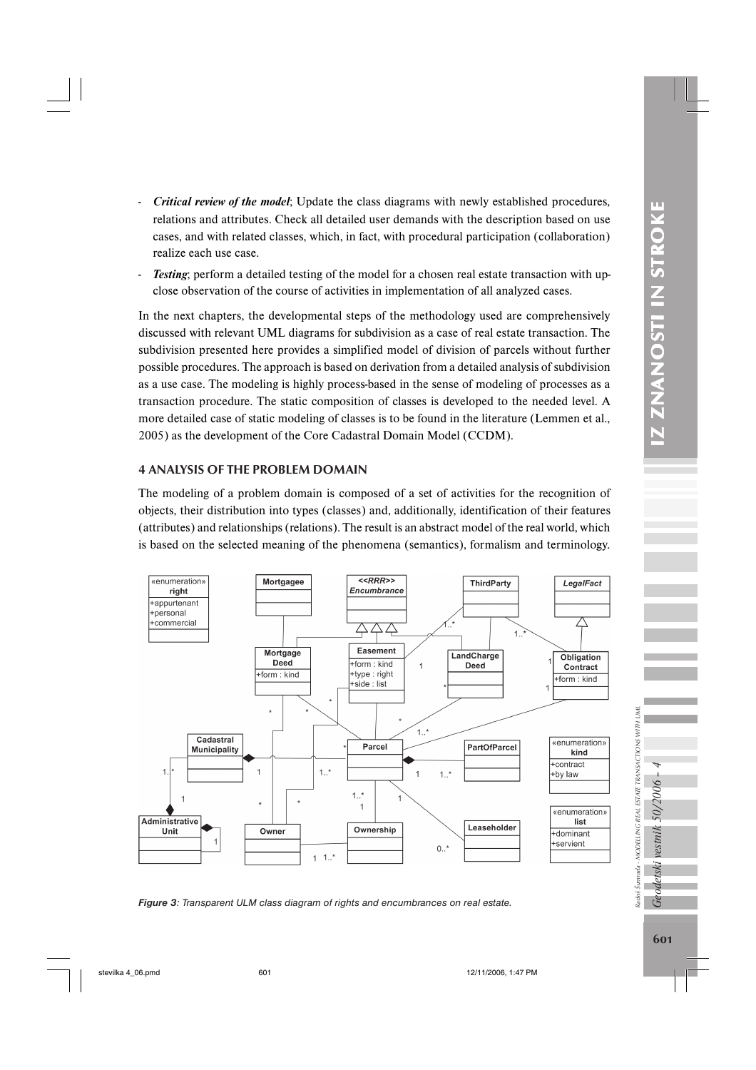- ***Critical review of the model***; Update the class diagrams with newly established procedures, relations and attributes. Check all detailed user demands with the description based on use cases, and with related classes, which, in fact, with procedural participation (collaboration) realize each use case.
- ***Testing***; perform a detailed testing of the model for a chosen real estate transaction with up-close observation of the course of activities in implementation of all analyzed cases.

In the next chapters, the developmental steps of the methodology used are comprehensively discussed with relevant UML diagrams for subdivision as a case of real estate transaction. The subdivision presented here provides a simplified model of division of parcels without further possible procedures. The approach is based on derivation from a detailed analysis of subdivision as a use case. The modeling is highly process-based in the sense of modeling of processes as a transaction procedure. The static composition of classes is developed to the needed level. A more detailed case of static modeling of classes is to be found in the literature (Lemmen et al., 2005) as the development of the Core Cadastral Domain Model (CCDM).

## 4 ANALYSIS OF THE PROBLEM DOMAIN

The modeling of a problem domain is composed of a set of activities for the recognition of objects, their distribution into types (classes) and, additionally, identification of their features (attributes) and relationships (relations). The result is an abstract model of the real world, which is based on the selected meaning of the phenomena (semantics), formalism and terminology.

***Figure 3****: Transparent ULM class diagram of rights and encumbrances on real estate.*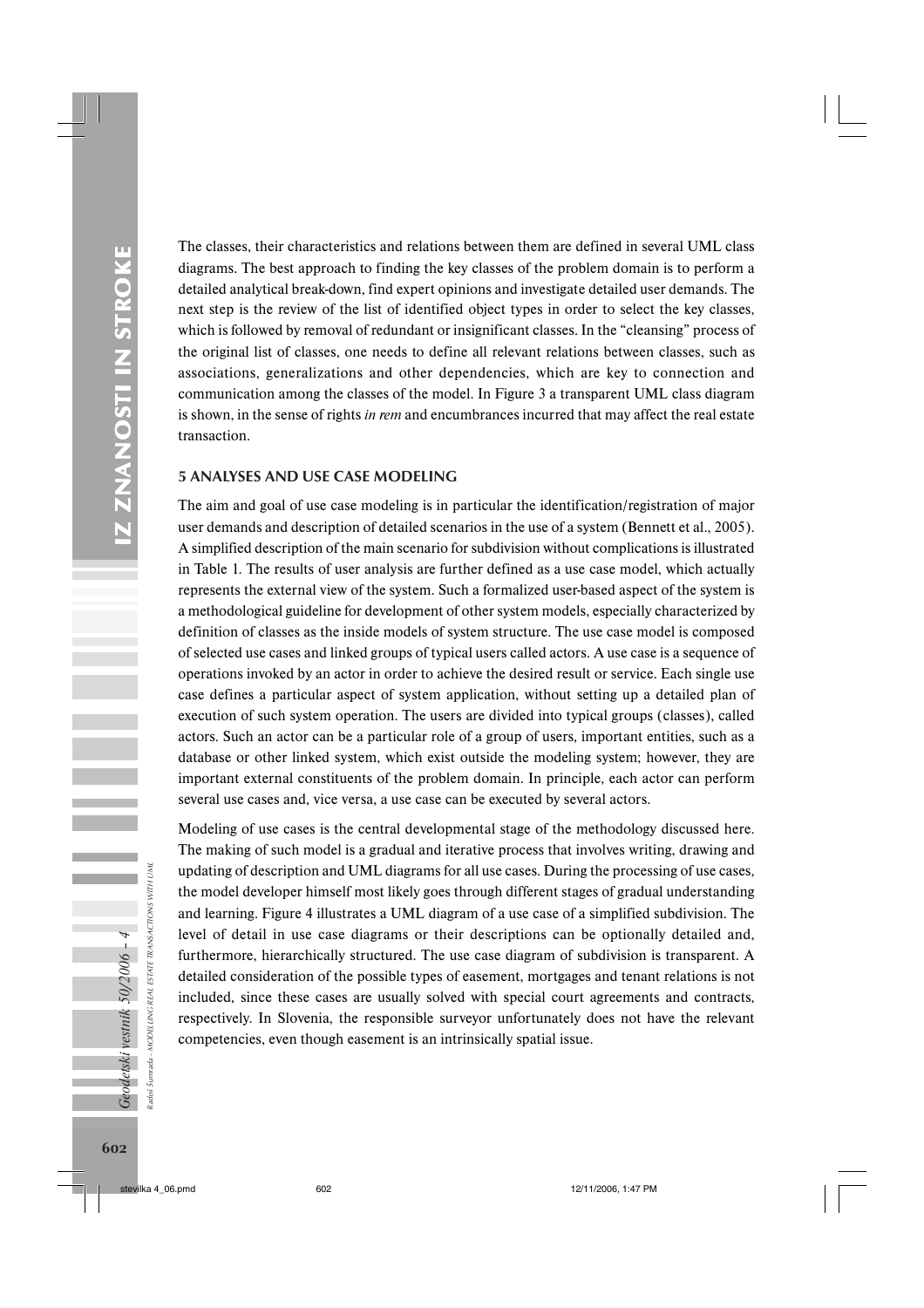The classes, their characteristics and relations between them are defined in several UML class diagrams. The best approach to finding the key classes of the problem domain is to perform a detailed analytical break-down, find expert opinions and investigate detailed user demands. The next step is the review of the list of identified object types in order to select the key classes, which is followed by removal of redundant or insignificant classes. In the "cleansing" process of the original list of classes, one needs to define all relevant relations between classes, such as associations, generalizations and other dependencies, which are key to connection and communication among the classes of the model. In Figure 3 a transparent UML class diagram is shown, in the sense of rights *in rem* and encumbrances incurred that may affect the real estate transaction.

## 5 ANALYSES AND USE CASE MODELING

The aim and goal of use case modeling is in particular the identification/registration of major user demands and description of detailed scenarios in the use of a system (Bennett et al., 2005). A simplified description of the main scenario for subdivision without complications is illustrated in Table 1. The results of user analysis are further defined as a use case model, which actually represents the external view of the system. Such a formalized user-based aspect of the system is a methodological guideline for development of other system models, especially characterized by definition of classes as the inside models of system structure. The use case model is composed of selected use cases and linked groups of typical users called actors. A use case is a sequence of operations invoked by an actor in order to achieve the desired result or service. Each single use case defines a particular aspect of system application, without setting up a detailed plan of execution of such system operation. The users are divided into typical groups (classes), called actors. Such an actor can be a particular role of a group of users, important entities, such as a database or other linked system, which exist outside the modeling system; however, they are important external constituents of the problem domain. In principle, each actor can perform several use cases and, vice versa, a use case can be executed by several actors.

Modeling of use cases is the central developmental stage of the methodology discussed here. The making of such model is a gradual and iterative process that involves writing, drawing and updating of description and UML diagrams for all use cases. During the processing of use cases, the model developer himself most likely goes through different stages of gradual understanding and learning. Figure 4 illustrates a UML diagram of a use case of a simplified subdivision. The level of detail in use case diagrams or their descriptions can be optionally detailed and, furthermore, hierarchically structured. The use case diagram of subdivision is transparent. A detailed consideration of the possible types of easement, mortgages and tenant relations is not included, since these cases are usually solved with special court agreements and contracts, respectively. In Slovenia, the responsible surveyor unfortunately does not have the relevant competencies, even though easement is an intrinsically spatial issue.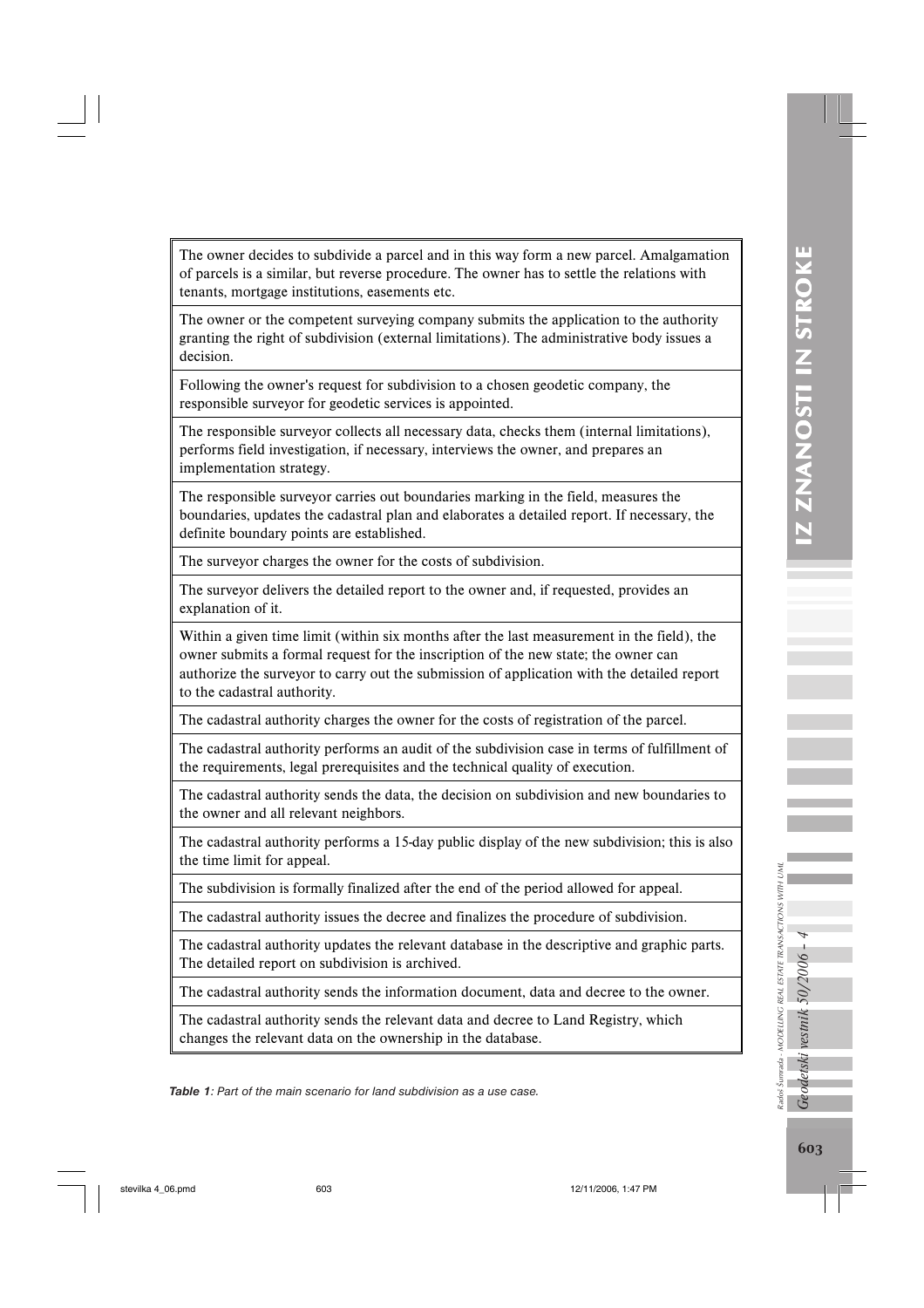| |
|---|
| The owner decides to subdivide a parcel and in this way form a new parcel. Amalgamation of parcels is a similar, but reverse procedure. The owner has to settle the relations with tenants, mortgage institutions, easements etc. |
| The owner or the competent surveying company submits the application to the authority granting the right of subdivision (external limitations). The administrative body issues a decision. |
| Following the owner's request for subdivision to a chosen geodetic company, the responsible surveyor for geodetic services is appointed. |
| The responsible surveyor collects all necessary data, checks them (internal limitations), performs field investigation, if necessary, interviews the owner, and prepares an implementation strategy. |
| The responsible surveyor carries out boundaries marking in the field, measures the boundaries, updates the cadastral plan and elaborates a detailed report. If necessary, the definite boundary points are established. |
| The surveyor charges the owner for the costs of subdivision. |
| The surveyor delivers the detailed report to the owner and, if requested, provides an explanation of it. |
| Within a given time limit (within six months after the last measurement in the field), the owner submits a formal request for the inscription of the new state; the owner can authorize the surveyor to carry out the submission of application with the detailed report to the cadastral authority. |
| The cadastral authority charges the owner for the costs of registration of the parcel. |
| The cadastral authority performs an audit of the subdivision case in terms of fulfillment of the requirements, legal prerequisites and the technical quality of execution. |
| The cadastral authority sends the data, the decision on subdivision and new boundaries to the owner and all relevant neighbors. |
| The cadastral authority performs a 15-day public display of the new subdivision; this is also the time limit for appeal. |
| The subdivision is formally finalized after the end of the period allowed for appeal. |
| The cadastral authority issues the decree and finalizes the procedure of subdivision. |
| The cadastral authority updates the relevant database in the descriptive and graphic parts. The detailed report on subdivision is archived. |
| The cadastral authority sends the information document, data and decree to the owner. |
| The cadastral authority sends the relevant data and decree to Land Registry, which changes the relevant data on the ownership in the database. |

***Table 1**: Part of the main scenario for land subdivision as a use case.*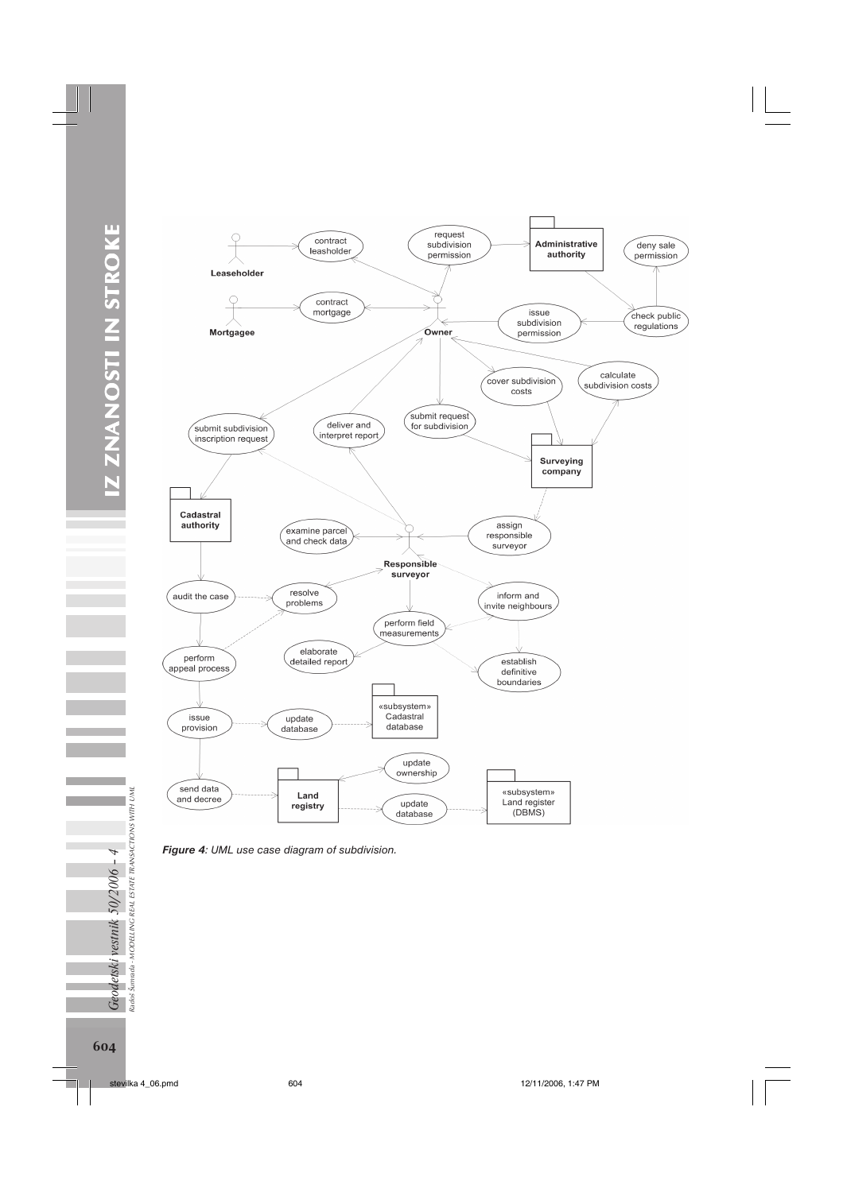*Figure 4: UML use case diagram of subdivision.*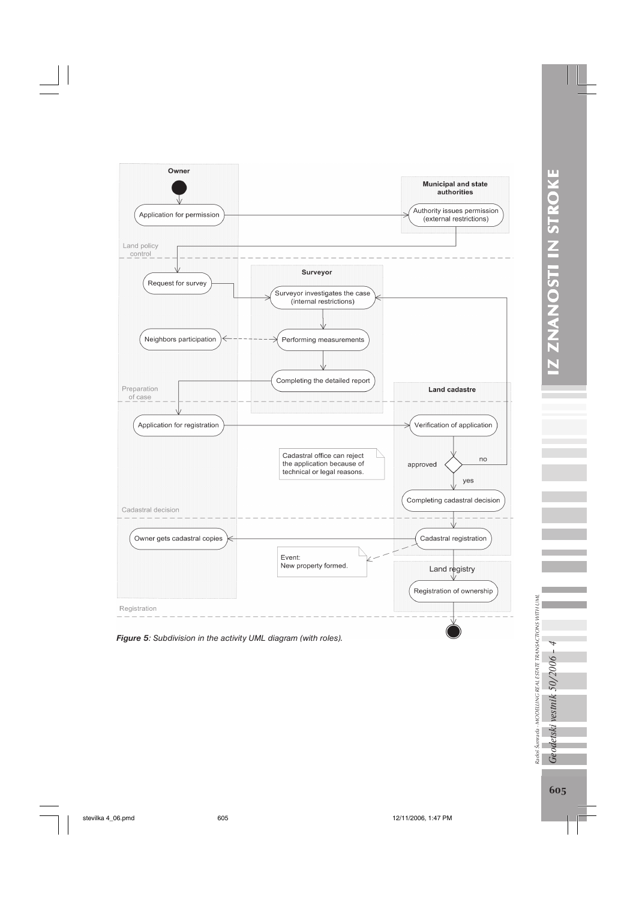Owner

Municipal and state authorities

Application for permission

Authority issues permission (external restrictions)

Land policy control

Request for survey

Surveyor

Surveyor investigates the case (internal restrictions)

Neighbors participation

Performing measurements

Completing the detailed report

Preparation of case

Land cadastre

Application for registration

Verification of application

Cadastral office can reject the application because of technical or legal reasons.

approved

no

yes

Completing cadastral decision

Cadastral decision

Owner gets cadastral copies

Cadastral registration

Event:
New property formed.

Land registry

Registration of ownership

Registration

***Figure 5****: Subdivision in the activity UML diagram (with roles).*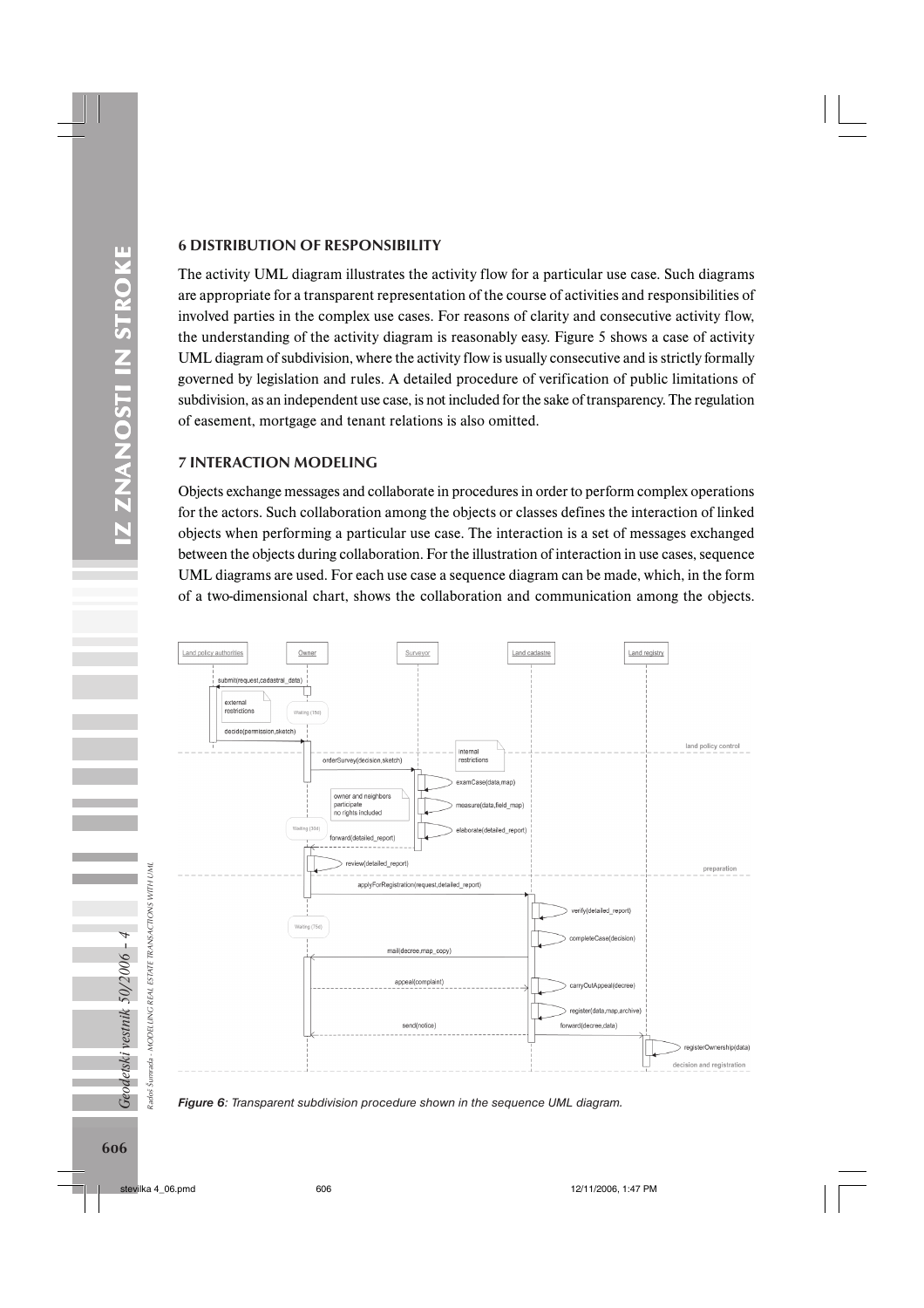## 6 DISTRIBUTION OF RESPONSIBILITY

The activity UML diagram illustrates the activity flow for a particular use case. Such diagrams are appropriate for a transparent representation of the course of activities and responsibilities of involved parties in the complex use cases. For reasons of clarity and consecutive activity flow, the understanding of the activity diagram is reasonably easy. Figure 5 shows a case of activity UML diagram of subdivision, where the activity flow is usually consecutive and is strictly formally governed by legislation and rules. A detailed procedure of verification of public limitations of subdivision, as an independent use case, is not included for the sake of transparency. The regulation of easement, mortgage and tenant relations is also omitted.

## 7 INTERACTION MODELING

Objects exchange messages and collaborate in procedures in order to perform complex operations for the actors. Such collaboration among the objects or classes defines the interaction of linked objects when performing a particular use case. The interaction is a set of messages exchanged between the objects during collaboration. For the illustration of interaction in use cases, sequence UML diagrams are used. For each use case a sequence diagram can be made, which, in the form of a two-dimensional chart, shows the collaboration and communication among the objects.

*Figure 6: Transparent subdivision procedure shown in the sequence UML diagram.*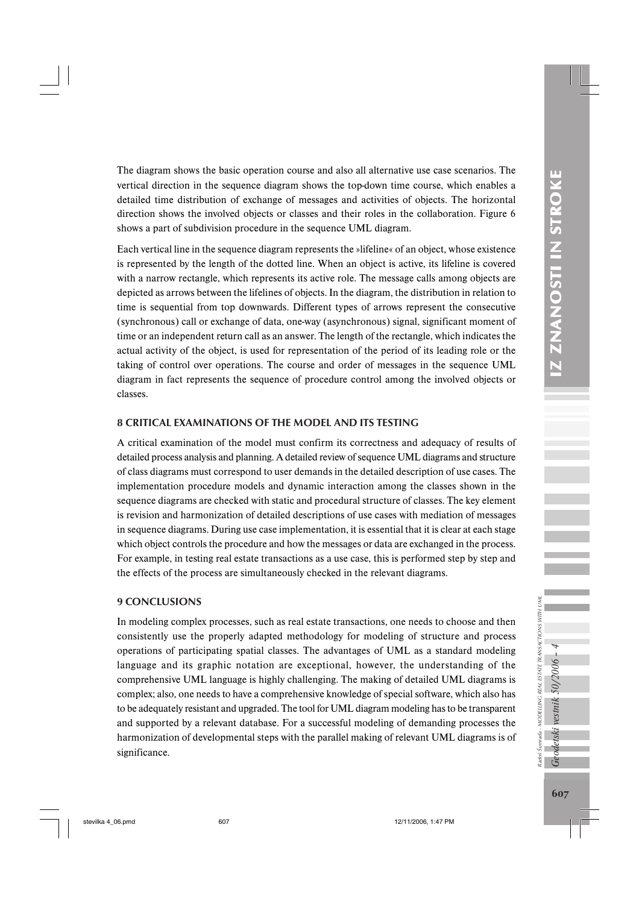The diagram shows the basic operation course and also all alternative use case scenarios. The vertical direction in the sequence diagram shows the top-down time course, which enables a detailed time distribution of exchange of messages and activities of objects. The horizontal direction shows the involved objects or classes and their roles in the collaboration. Figure 6 shows a part of subdivision procedure in the sequence UML diagram.

Each vertical line in the sequence diagram represents the »lifeline« of an object, whose existence is represented by the length of the dotted line. When an object is active, its lifeline is covered with a narrow rectangle, which represents its active role. The message calls among objects are depicted as arrows between the lifelines of objects. In the diagram, the distribution in relation to time is sequential from top downwards. Different types of arrows represent the consecutive (synchronous) call or exchange of data, one-way (asynchronous) signal, significant moment of time or an independent return call as an answer. The length of the rectangle, which indicates the actual activity of the object, is used for representation of the period of its leading role or the taking of control over operations. The course and order of messages in the sequence UML diagram in fact represents the sequence of procedure control among the involved objects or classes.

## 8 CRITICAL EXAMINATIONS OF THE MODEL AND ITS TESTING

A critical examination of the model must confirm its correctness and adequacy of results of detailed process analysis and planning. A detailed review of sequence UML diagrams and structure of class diagrams must correspond to user demands in the detailed description of use cases. The implementation procedure models and dynamic interaction among the classes shown in the sequence diagrams are checked with static and procedural structure of classes. The key element is revision and harmonization of detailed descriptions of use cases with mediation of messages in sequence diagrams. During use case implementation, it is essential that it is clear at each stage which object controls the procedure and how the messages or data are exchanged in the process. For example, in testing real estate transactions as a use case, this is performed step by step and the effects of the process are simultaneously checked in the relevant diagrams.

## 9 CONCLUSIONS

In modeling complex processes, such as real estate transactions, one needs to choose and then consistently use the properly adapted methodology for modeling of structure and process operations of participating spatial classes. The advantages of UML as a standard modeling language and its graphic notation are exceptional, however, the understanding of the comprehensive UML language is highly challenging. The making of detailed UML diagrams is complex; also, one needs to have a comprehensive knowledge of special software, which also has to be adequately resistant and upgraded. The tool for UML diagram modeling has to be transparent and supported by a relevant database. For a successful modeling of demanding processes the harmonization of developmental steps with the parallel making of relevant UML diagrams is of significance.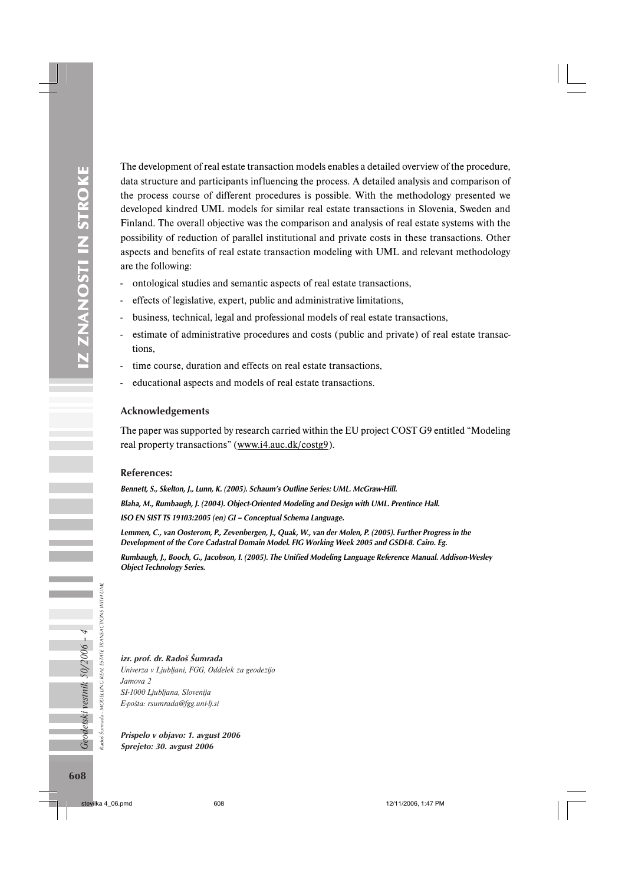The development of real estate transaction models enables a detailed overview of the procedure, data structure and participants influencing the process. A detailed analysis and comparison of the process course of different procedures is possible. With the methodology presented we developed kindred UML models for similar real estate transactions in Slovenia, Sweden and Finland. The overall objective was the comparison and analysis of real estate systems with the possibility of reduction of parallel institutional and private costs in these transactions. Other aspects and benefits of real estate transaction modeling with UML and relevant methodology are the following:

- ontological studies and semantic aspects of real estate transactions,
- effects of legislative, expert, public and administrative limitations,
- business, technical, legal and professional models of real estate transactions,
- estimate of administrative procedures and costs (public and private) of real estate transactions,
- time course, duration and effects on real estate transactions,
- educational aspects and models of real estate transactions.

## Acknowledgements

The paper was supported by research carried within the EU project COST G9 entitled "Modeling real property transactions" (www.i4.auc.dk/costg9).

## References:

***Bennett, S., Skelton, J., Lunn, K. (2005). Schaum's Outline Series: UML. McGraw-Hill.***

***Blaha, M., Rumbaugh, J. (2004). Object-Oriented Modeling and Design with UML. Prentince Hall.***

***ISO EN SIST TS 19103:2005 (en) GI – Conceptual Schema Language.***

***Lemmen, C., van Oosterom, P., Zevenbergen, J., Quak, W., van der Molen, P. (2005). Further Progress in the Development of the Core Cadastral Domain Model. FIG Working Week 2005 and GSDI-8. Cairo. Eg.***

***Rumbaugh, J., Booch, G., Jacobson, I. (2005). The Unified Modeling Language Reference Manual. Addison-Wesley Object Technology Series.***

***izr. prof. dr. Radoš Šumrada***
*Univerza v Ljubljani, FGG, Oddelek za geodezijo*
*Jamova 2*
*SI-1000 Ljubljana, Slovenija*
*E-pošta: rsumrada@fgg.uni-lj.si*

***Prispelo v objavo: 1. avgust 2006***
***Sprejeto: 30. avgust 2006***